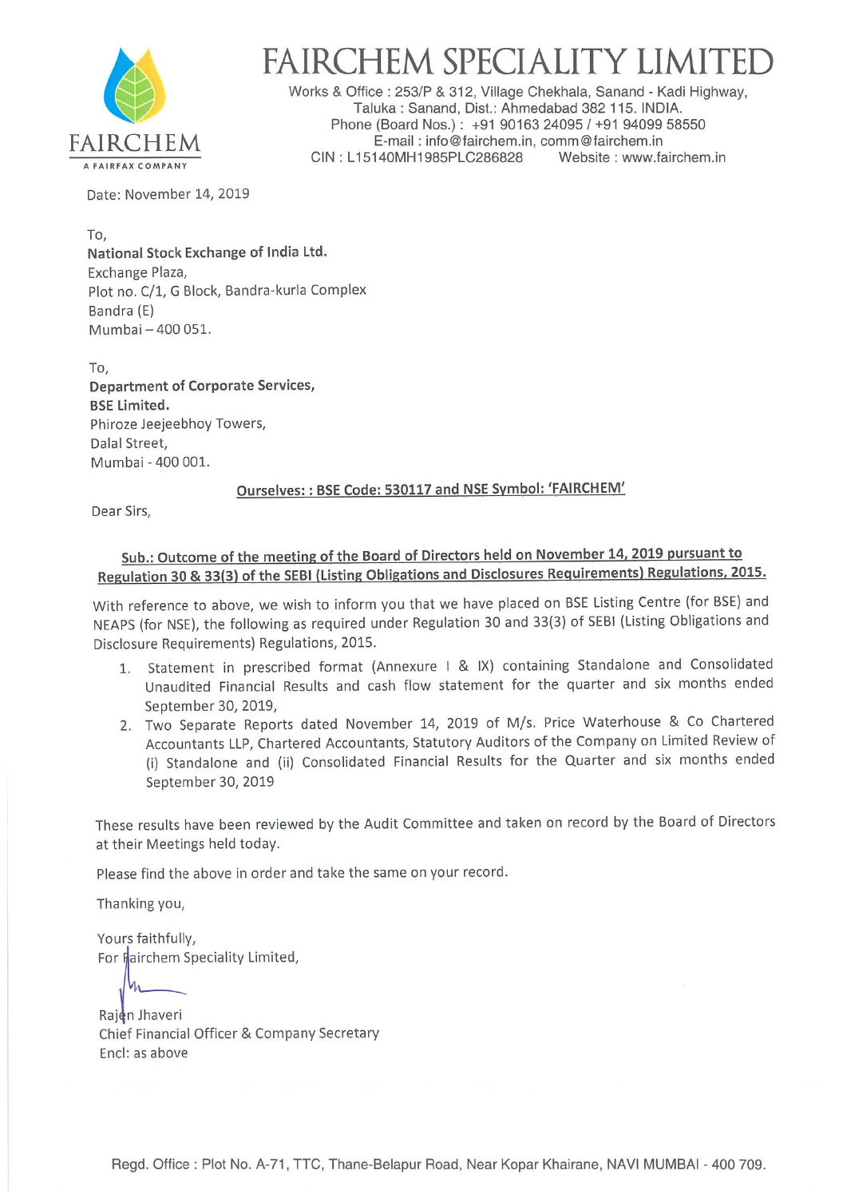# FAIRCHEM SPECIALITY LIMITED

FAIRCHEM
A FAIRFAX COMPANY

Works & Office : 253/P & 312, Village Chekhala, Sanand - Kadi Highway,
Taluka : Sanand, Dist.: Ahmedabad 382 115. INDIA.
Phone (Board Nos.) : +91 90163 24095 / +91 94099 58550
E-mail : info@fairchem.in, comm@fairchem.in
CIN : L15140MH1985PLC286828 Website : www.fairchem.in

Date: November 14, 2019

To,
**National Stock Exchange of India Ltd.**
Exchange Plaza,
Plot no. C/1, G Block, Bandra-kurla Complex
Bandra (E)
Mumbai – 400 051.

To,
**Department of Corporate Services,**
**BSE Limited.**
Phiroze Jeejeebhoy Towers,
Dalal Street,
Mumbai - 400 001.

**Ourselves: : BSE Code: 530117 and NSE Symbol: 'FAIRCHEM'**

Dear Sirs,

**Sub.: Outcome of the meeting of the Board of Directors held on November 14, 2019 pursuant to Regulation 30 & 33(3) of the SEBI (Listing Obligations and Disclosures Requirements) Regulations, 2015.**

With reference to above, we wish to inform you that we have placed on BSE Listing Centre (for BSE) and NEAPS (for NSE), the following as required under Regulation 30 and 33(3) of SEBI (Listing Obligations and Disclosure Requirements) Regulations, 2015.

1. Statement in prescribed format (Annexure I & IX) containing Standalone and Consolidated Unaudited Financial Results and cash flow statement for the quarter and six months ended September 30, 2019,
2. Two Separate Reports dated November 14, 2019 of M/s. Price Waterhouse & Co Chartered Accountants LLP, Chartered Accountants, Statutory Auditors of the Company on Limited Review of (i) Standalone and (ii) Consolidated Financial Results for the Quarter and six months ended September 30, 2019

These results have been reviewed by the Audit Committee and taken on record by the Board of Directors at their Meetings held today.

Please find the above in order and take the same on your record.

Thanking you,

Yours faithfully,
For Fairchem Speciality Limited,

Rajen Jhaveri
Chief Financial Officer & Company Secretary
Encl: as above

Regd. Office : Plot No. A-71, TTC, Thane-Belapur Road, Near Kopar Khairane, NAVI MUMBAI - 400 709.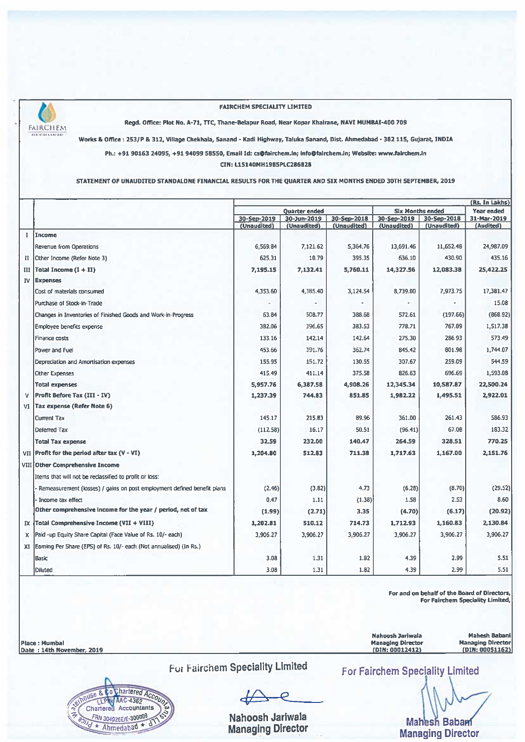# FAIRCHEM SPECIALITY LIMITED

**Regd. Office: Plot No. A-71, TTC, Thane-Belapur Road, Near Kopar Khairane, NAVI MUMBAI-400 709**

**Works & Office : 253/P & 312, Village Chekhala, Sanand - Kadi Highway, Taluka Sanand, Dist. Ahmedabad - 382 115, Gujarat, INDIA**

**Ph.: +91 90163 24095, +91 94099 58550, Email Id: cs@fairchem.in; info@fairchem.in; Website: www.fairchem.in**

**CIN: L15140MH1985PLC286828**

## STATEMENT OF UNAUDITED STANDALONE FINANCIAL RESULTS FOR THE QUARTER AND SIX MONTHS ENDED 30TH SEPTEMBER, 2019

(Rs. In Lakhs)

| | | Quarter ended | | | Six Months ended | | Year ended |
|---|---|---|---|---|---|---|---|
| | | 30-Sep-2019 (Unaudited) | 30-Jun-2019 (Unaudited) | 30-Sep-2018 (Unaudited) | 30-Sep-2019 (Unaudited) | 30-Sep-2018 (Unaudited) | 31-Mar-2019 (Audited) |
| I | **Income** | | | | | | |
| | Revenue from Operations | 6,569.84 | 7,121.62 | 5,364.76 | 13,691.46 | 11,652.48 | 24,987.09 |
| II | Other Income (Refer Note 3) | 625.31 | 10.79 | 395.35 | 636.10 | 430.90 | 435.16 |
| III | **Total Income (I + II)** | **7,195.15** | **7,132.41** | **5,760.11** | **14,327.56** | **12,083.38** | **25,422.25** |
| IV | **Expenses** | | | | | | |
| | Cost of materials consumed | 4,353.60 | 4,385.40 | 3,124.54 | 8,739.00 | 7,973.75 | 17,381.47 |
| | Purchase of Stock-in-Trade | - | - | - | - | - | 15.08 |
| | Changes in Inventories of Finished Goods and Work-in-Progress | 63.84 | 508.77 | 388.68 | 572.61 | (197.66) | (868.92) |
| | Employee benefits expense | 382.06 | 396.65 | 383.53 | 778.71 | 767.09 | 1,517.38 |
| | Finance costs | 133.16 | 142.14 | 142.64 | 275.30 | 286.93 | 573.49 |
| | Power and Fuel | 453.66 | 391.76 | 362.74 | 845.42 | 801.98 | 1,744.07 |
| | Depreciation and Amortisation expenses | 155.95 | 151.72 | 130.55 | 307.67 | 259.09 | 544.59 |
| | Other Expenses | 415.49 | 411.14 | 375.58 | 826.63 | 696.69 | 1,593.08 |
| | **Total expenses** | **5,957.76** | **6,387.58** | **4,908.26** | **12,345.34** | **10,587.87** | **22,500.24** |
| V | **Profit Before Tax (III - IV)** | **1,237.39** | **744.83** | **851.85** | **1,982.22** | **1,495.51** | **2,922.01** |
| VI | **Tax expense (Refer Note 6)** | | | | | | |
| | Current Tax | 145.17 | 215.83 | 89.96 | 361.00 | 261.43 | 586.93 |
| | Deferred Tax | (112.58) | 16.17 | 50.51 | (96.41) | 67.08 | 183.32 |
| | **Total Tax expense** | **32.59** | **232.00** | **140.47** | **264.59** | **328.51** | **770.25** |
| VII | **Profit for the period after tax (V - VI)** | **1,204.80** | **512.83** | **711.38** | **1,717.63** | **1,167.00** | **2,151.76** |
| VIII | **Other Comprehensive Income** | | | | | | |
| | Items that will not be reclassified to profit or loss: | | | | | | |
| | - Remeasurement (losses) / gains on post employment defined benefit plans | (2.46) | (3.82) | 4.73 | (6.28) | (8.70) | (29.52) |
| | - Income tax effect | 0.47 | 1.11 | (1.38) | 1.58 | 2.53 | 8.60 |
| | **Other comprehensive income for the year / period, net of tax** | **(1.99)** | **(2.71)** | **3.35** | **(4.70)** | **(6.17)** | **(20.92)** |
| IX | **Total Comprehensive Income (VII + VIII)** | **1,202.81** | **510.12** | **714.73** | **1,712.93** | **1,160.83** | **2,130.84** |
| X | Paid -up Equity Share Capital (Face Value of Rs. 10/- each) | 3,906.27 | 3,906.27 | 3,906.27 | 3,906.27 | 3,906.27 | 3,906.27 |
| XI | Earning Per Share (EPS) of Rs. 10/- each (Not annualised) (In Rs.) | | | | | | |
| | Basic | 3.08 | 1.31 | 1.82 | 4.39 | 2.99 | 5.51 |
| | Diluted | 3.08 | 1.31 | 1.82 | 4.39 | 2.99 | 5.51 |

**For and on behalf of the Board of Directors,**
**For Fairchem Speciality Limited,**

Place : Mumbai
Date : 14th November, 2019

**Nahoosh Jariwala**
**Managing Director**
**(DIN: 00012412)**

**Mahesh Babani**
**Managing Director**
**(DIN: 00051162)**

For Fairchem Speciality Limited

**Nahoosh Jariwala**
**Managing Director**

For Fairchem Speciality Limited

**Mahesh Babani**
**Managing Director**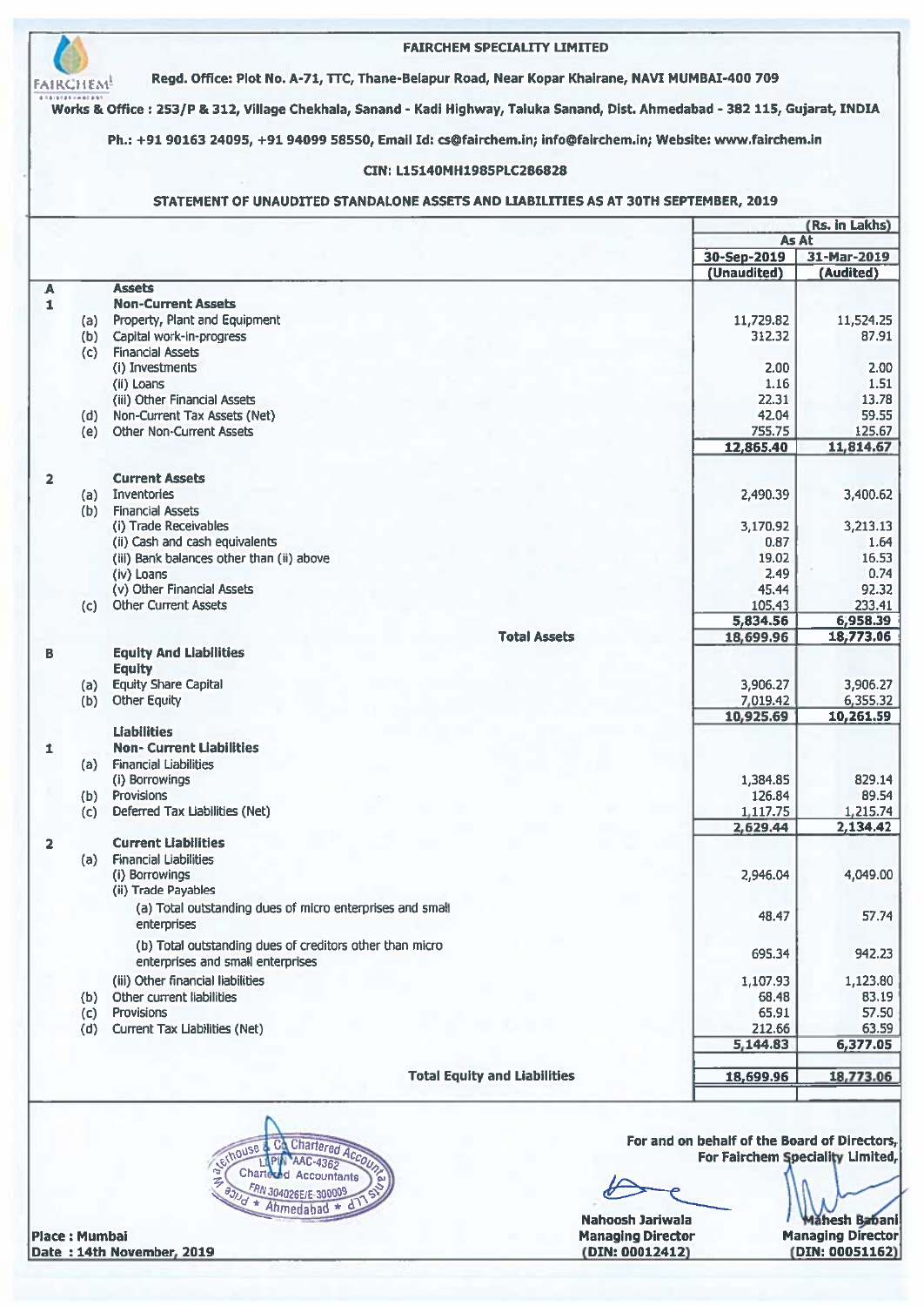# FAIRCHEM SPECIALITY LIMITED

**Regd. Office: Plot No. A-71, TTC, Thane-Belapur Road, Near Kopar Khairane, NAVI MUMBAI-400 709**

**Works & Office : 253/P & 312, Village Chekhala, Sanand - Kadi Highway, Taluka Sanand, Dist. Ahmedabad - 382 115, Gujarat, INDIA**

**Ph.: +91 90163 24095, +91 94099 58550, Email Id: cs@fairchem.in; info@fairchem.in; Website: www.fairchem.in**

**CIN: L15140MH1985PLC286828**

## STATEMENT OF UNAUDITED STANDALONE ASSETS AND LIABILITIES AS AT 30TH SEPTEMBER, 2019

| | | | (Rs. in Lakhs) | |
|---|---|---|---|---|
| | | | As At | |
| | | | 30-Sep-2019 (Unaudited) | 31-Mar-2019 (Audited) |
| **A** | | **Assets** | | |
| **1** | | **Non-Current Assets** | | |
| | (a) | Property, Plant and Equipment | 11,729.82 | 11,524.25 |
| | (b) | Capital work-in-progress | 312.32 | 87.91 |
| | (c) | Financial Assets | | |
| | | (i) Investments | 2.00 | 2.00 |
| | | (ii) Loans | 1.16 | 1.51 |
| | | (iii) Other Financial Assets | 22.31 | 13.78 |
| | (d) | Non-Current Tax Assets (Net) | 42.04 | 59.55 |
| | (e) | Other Non-Current Assets | 755.75 | 125.67 |
| | | | **12,865.40** | **11,814.67** |
| **2** | | **Current Assets** | | |
| | (a) | Inventories | 2,490.39 | 3,400.62 |
| | (b) | Financial Assets | | |
| | | (i) Trade Receivables | 3,170.92 | 3,213.13 |
| | | (ii) Cash and cash equivalents | 0.87 | 1.64 |
| | | (iii) Bank balances other than (ii) above | 19.02 | 16.53 |
| | | (iv) Loans | 2.49 | 0.74 |
| | | (v) Other Financial Assets | 45.44 | 92.32 |
| | (c) | Other Current Assets | 105.43 | 233.41 |
| | | | **5,834.56** | **6,958.39** |
| | | **Total Assets** | **18,699.96** | **18,773.06** |
| **B** | | **Equity And Liabilities** | | |
| | | **Equity** | | |
| | (a) | Equity Share Capital | 3,906.27 | 3,906.27 |
| | (b) | Other Equity | 7,019.42 | 6,355.32 |
| | | | **10,925.69** | **10,261.59** |
| | | **Liabilities** | | |
| **1** | | **Non- Current Liabilities** | | |
| | (a) | Financial Liabilities | | |
| | | (i) Borrowings | 1,384.85 | 829.14 |
| | (b) | Provisions | 126.84 | 89.54 |
| | (c) | Deferred Tax Liabilities (Net) | 1,117.75 | 1,215.74 |
| | | | **2,629.44** | **2,134.42** |
| **2** | | **Current Liabilities** | | |
| | (a) | Financial Liabilities | | |
| | | (i) Borrowings | 2,946.04 | 4,049.00 |
| | | (ii) Trade Payables | | |
| | | (a) Total outstanding dues of micro enterprises and small enterprises | 48.47 | 57.74 |
| | | (b) Total outstanding dues of creditors other than micro enterprises and small enterprises | 695.34 | 942.23 |
| | | (iii) Other financial liabilities | 1,107.93 | 1,123.80 |
| | (b) | Other current liabilities | 68.48 | 83.19 |
| | (c) | Provisions | 65.91 | 57.50 |
| | (d) | Current Tax Liabilities (Net) | 212.66 | 63.59 |
| | | | **5,144.83** | **6,377.05** |
| | | **Total Equity and Liabilities** | **18,699.96** | **18,773.06** |

**For and on behalf of the Board of Directors,**
**For Fairchem Speciality Limited,**

**Nahoosh Jariwala**
**Managing Director**
**(DIN: 00012412)**

**Mahesh Babani**
**Managing Director**
**(DIN: 00051162)**

**Place : Mumbai**
**Date : 14th November, 2019**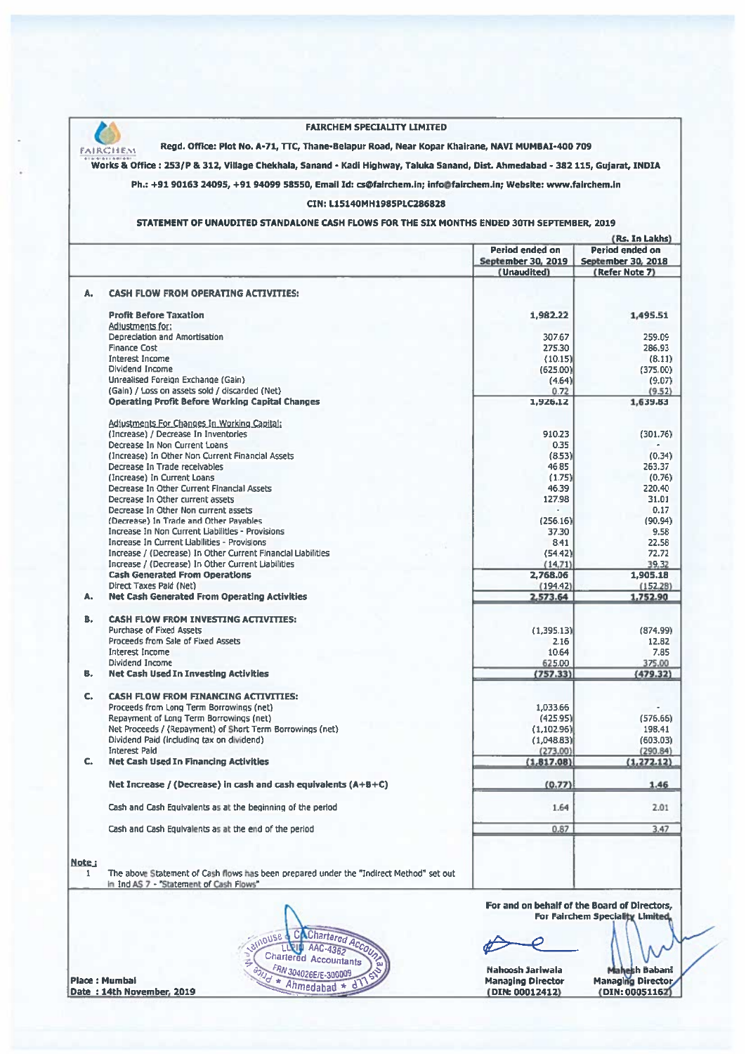**FAIRCHEM SPECIALITY LIMITED**

**Regd. Office: Plot No. A-71, TTC, Thane-Belapur Road, Near Kopar Khairane, NAVI MUMBAI-400 709**

**Works & Office : 253/P & 312, Village Chekhala, Sanand - Kadi Highway, Taluka Sanand, Dist. Ahmedabad - 382 115, Gujarat, INDIA**

**Ph.: +91 90163 24095, +91 94099 58550, Email Id: cs@fairchem.in; info@fairchem.in; Website: www.fairchem.in**

**CIN: L15140MH1985PLC286828**

**STATEMENT OF UNAUDITED STANDALONE CASH FLOWS FOR THE SIX MONTHS ENDED 30TH SEPTEMBER, 2019**

(Rs. In Lakhs)

| | | Period ended on September 30, 2019 (Unaudited) | Period ended on September 30, 2018 (Refer Note 7) |
|---|---|---|---|
| **A.** | **CASH FLOW FROM OPERATING ACTIVITIES:** | | |
| | **Profit Before Taxation** | **1,982.22** | **1,495.51** |
| | Adjustments for: | | |
| | Depreciation and Amortisation | 307.67 | 259.09 |
| | Finance Cost | 275.30 | 286.93 |
| | Interest Income | (10.15) | (8.11) |
| | Dividend Income | (625.00) | (375.00) |
| | Unrealised Foreign Exchange (Gain) | (4.64) | (9.07) |
| | (Gain) / Loss on assets sold / discarded (Net) | 0.72 | (9.52) |
| | **Operating Profit Before Working Capital Changes** | **1,926.12** | **1,639.83** |
| | Adjustments For Changes In Working Capital: | | |
| | (Increase) / Decrease In Inventories | 910.23 | (301.76) |
| | Decrease In Non Current Loans | 0.35 | - |
| | (Increase) In Other Non Current Financial Assets | (8.53) | (0.34) |
| | Decrease In Trade receivables | 46.85 | 263.37 |
| | (Increase) In Current Loans | (1.75) | (0.76) |
| | Decrease In Other Current Financial Assets | 46.39 | 220.40 |
| | Decrease In Other current assets | 127.98 | 31.01 |
| | Decrease In Other Non current assets | - | 0.17 |
| | (Decrease) In Trade and Other Payables | (256.16) | (90.94) |
| | Increase In Non Current Liabilities - Provisions | 37.30 | 9.58 |
| | Increase In Current Liabilities - Provisions | 8.41 | 22.58 |
| | Increase / (Decrease) In Other Current Financial Liabilities | (54.42) | 72.72 |
| | Increase / (Decrease) In Other Current Liabilities | (14.71) | 39.32 |
| | **Cash Generated From Operations** | **2,768.06** | **1,905.18** |
| | Direct Taxes Paid (Net) | (194.42) | (152.28) |
| **A.** | **Net Cash Generated From Operating Activities** | **2,573.64** | **1,752.90** |
| **B.** | **CASH FLOW FROM INVESTING ACTIVITIES:** | | |
| | Purchase of Fixed Assets | (1,395.13) | (874.99) |
| | Proceeds from Sale of Fixed Assets | 2.16 | 12.82 |
| | Interest Income | 10.64 | 7.85 |
| | Dividend Income | 625.00 | 375.00 |
| **B.** | **Net Cash Used In Investing Activities** | **(757.33)** | **(479.32)** |
| **C.** | **CASH FLOW FROM FINANCING ACTIVITIES:** | | |
| | Proceeds from Long Term Borrowings (net) | 1,033.66 | - |
| | Repayment of Long Term Borrowings (net) | (425.95) | (576.66) |
| | Net Proceeds / (Repayment) of Short Term Borrowings (net) | (1,102.96) | 198.41 |
| | Dividend Paid (including tax on dividend) | (1,048.83) | (603.03) |
| | Interest Paid | (273.00) | (290.84) |
| **C.** | **Net Cash Used In Financing Activities** | **(1,817.08)** | **(1,272.12)** |
| | **Net Increase / (Decrease) in cash and cash equivalents (A+B+C)** | **(0.77)** | **1.46** |
| | Cash and Cash Equivalents as at the beginning of the period | 1.64 | 2.01 |
| | Cash and Cash Equivalents as at the end of the period | 0.87 | 3.47 |

**Note :**

1. The above Statement of Cash flows has been prepared under the "Indirect Method" set out in Ind AS 7 - "Statement of Cash Flows"

**For and on behalf of the Board of Directors,**
**For Fairchem Speciality Limited**

**Place : Mumbai**
**Date : 14th November, 2019**

| Nahoosh Jariwala | Mahesh Babani |
|---|---|
| Managing Director | Managing Director |
| (DIN: 00012412) | (DIN: 00051162) |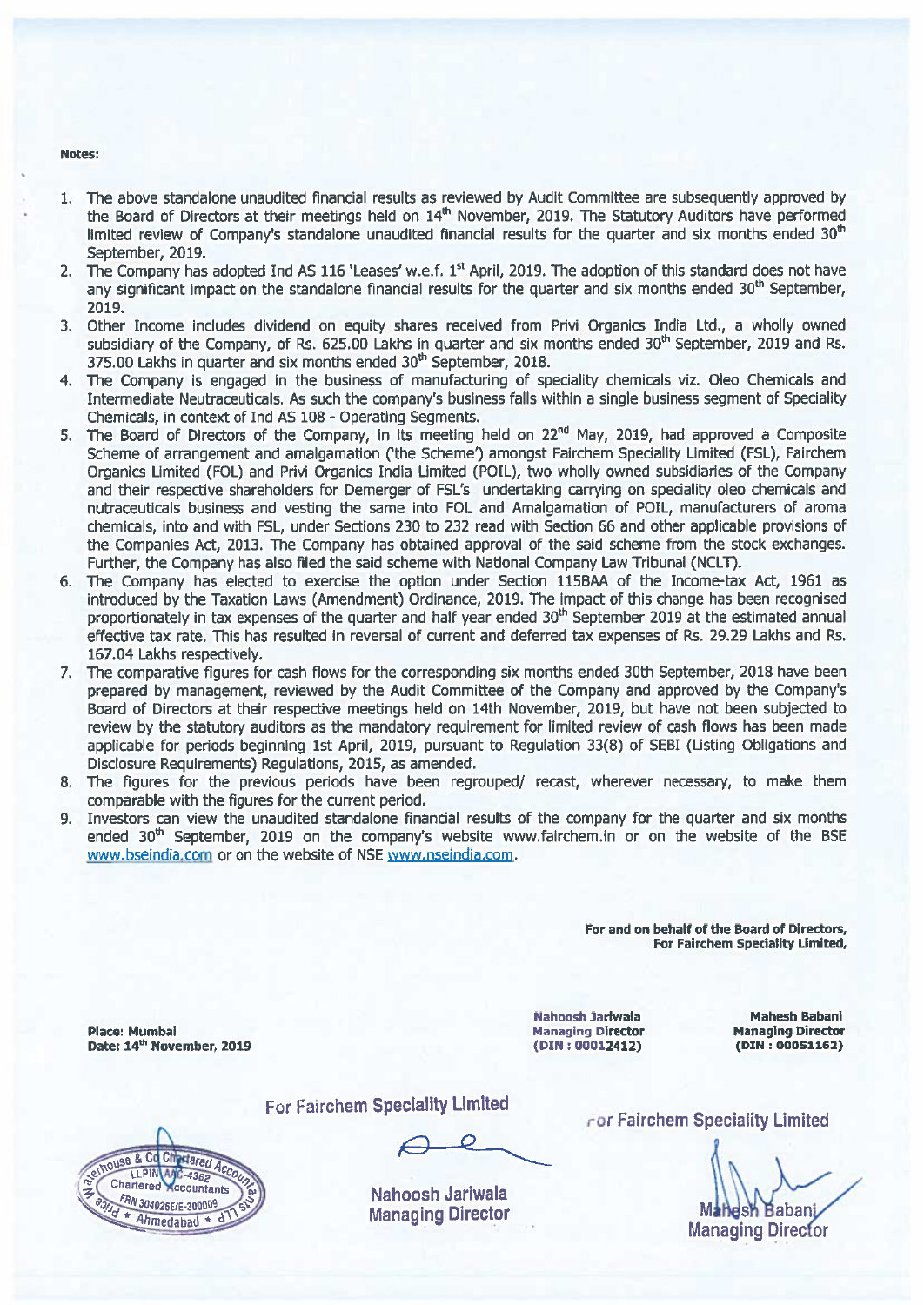**Notes:**

1. The above standalone unaudited financial results as reviewed by Audit Committee are subsequently approved by the Board of Directors at their meetings held on 14th November, 2019. The Statutory Auditors have performed limited review of Company's standalone unaudited financial results for the quarter and six months ended 30th September, 2019.
2. The Company has adopted Ind AS 116 'Leases' w.e.f. 1st April, 2019. The adoption of this standard does not have any significant impact on the standalone financial results for the quarter and six months ended 30th September, 2019.
3. Other Income includes dividend on equity shares received from Privi Organics India Ltd., a wholly owned subsidiary of the Company, of Rs. 625.00 Lakhs in quarter and six months ended 30th September, 2019 and Rs. 375.00 Lakhs in quarter and six months ended 30th September, 2018.
4. The Company is engaged in the business of manufacturing of speciality chemicals viz. Oleo Chemicals and Intermediate Neutraceuticals. As such the company's business falls within a single business segment of Speciality Chemicals, in context of Ind AS 108 - Operating Segments.
5. The Board of Directors of the Company, in its meeting held on 22nd May, 2019, had approved a Composite Scheme of arrangement and amalgamation ('the Scheme') amongst Fairchem Speciality Limited (FSL), Fairchem Organics Limited (FOL) and Privi Organics India Limited (POIL), two wholly owned subsidiaries of the Company and their respective shareholders for Demerger of FSL's undertaking carrying on speciality oleo chemicals and nutraceuticals business and vesting the same into FOL and Amalgamation of POIL, manufacturers of aroma chemicals, into and with FSL, under Sections 230 to 232 read with Section 66 and other applicable provisions of the Companies Act, 2013. The Company has obtained approval of the said scheme from the stock exchanges. Further, the Company has also filed the said scheme with National Company Law Tribunal (NCLT).
6. The Company has elected to exercise the option under Section 115BAA of the Income-tax Act, 1961 as introduced by the Taxation Laws (Amendment) Ordinance, 2019. The impact of this change has been recognised proportionately in tax expenses of the quarter and half year ended 30th September 2019 at the estimated annual effective tax rate. This has resulted in reversal of current and deferred tax expenses of Rs. 29.29 Lakhs and Rs. 167.04 Lakhs respectively.
7. The comparative figures for cash flows for the corresponding six months ended 30th September, 2018 have been prepared by management, reviewed by the Audit Committee of the Company and approved by the Company's Board of Directors at their respective meetings held on 14th November, 2019, but have not been subjected to review by the statutory auditors as the mandatory requirement for limited review of cash flows has been made applicable for periods beginning 1st April, 2019, pursuant to Regulation 33(8) of SEBI (Listing Obligations and Disclosure Requirements) Regulations, 2015, as amended.
8. The figures for the previous periods have been regrouped/ recast, wherever necessary, to make them comparable with the figures for the current period.
9. Investors can view the unaudited standalone financial results of the company for the quarter and six months ended 30th September, 2019 on the company's website www.fairchem.in or on the website of the BSE www.bseindia.com or on the website of NSE www.nseindia.com.

**For and on behalf of the Board of Directors,**
**For Fairchem Speciality Limited,**

**Place: Mumbai**
**Date: 14th November, 2019**

| | |
|---|---|
| **Nahoosh Jariwala** | **Mahesh Babani** |
| **Managing Director** | **Managing Director** |
| **(DIN : 00012412)** | **(DIN : 00051162)** |

For Fairchem Speciality Limited

Nahoosh Jariwala
Managing Director

For Fairchem Speciality Limited

Mahesh Babani
Managing Director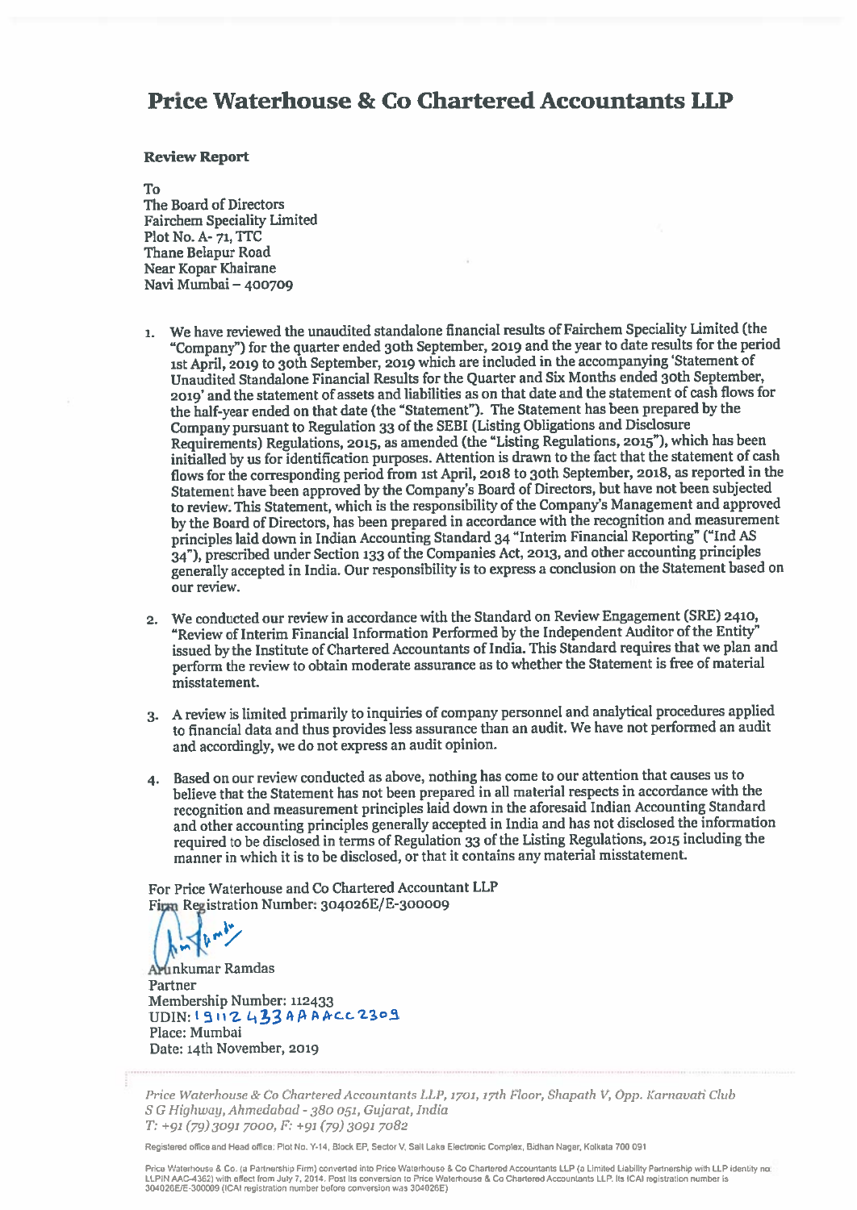# Price Waterhouse & Co Chartered Accountants LLP

**Review Report**

To
The Board of Directors
Fairchem Speciality Limited
Plot No. A- 71, TTC
Thane Belapur Road
Near Kopar Khairane
Navi Mumbai – 400709

1. We have reviewed the unaudited standalone financial results of Fairchem Speciality Limited (the "Company") for the quarter ended 30th September, 2019 and the year to date results for the period 1st April, 2019 to 30th September, 2019 which are included in the accompanying 'Statement of Unaudited Standalone Financial Results for the Quarter and Six Months ended 30th September, 2019' and the statement of assets and liabilities as on that date and the statement of cash flows for the half-year ended on that date (the "Statement"). The Statement has been prepared by the Company pursuant to Regulation 33 of the SEBI (Listing Obligations and Disclosure Requirements) Regulations, 2015, as amended (the "Listing Regulations, 2015"), which has been initialled by us for identification purposes. Attention is drawn to the fact that the statement of cash flows for the corresponding period from 1st April, 2018 to 30th September, 2018, as reported in the Statement have been approved by the Company's Board of Directors, but have not been subjected to review. This Statement, which is the responsibility of the Company's Management and approved by the Board of Directors, has been prepared in accordance with the recognition and measurement principles laid down in Indian Accounting Standard 34 "Interim Financial Reporting" ("Ind AS 34"), prescribed under Section 133 of the Companies Act, 2013, and other accounting principles generally accepted in India. Our responsibility is to express a conclusion on the Statement based on our review.

2. We conducted our review in accordance with the Standard on Review Engagement (SRE) 2410, "Review of Interim Financial Information Performed by the Independent Auditor of the Entity" issued by the Institute of Chartered Accountants of India. This Standard requires that we plan and perform the review to obtain moderate assurance as to whether the Statement is free of material misstatement.

3. A review is limited primarily to inquiries of company personnel and analytical procedures applied to financial data and thus provides less assurance than an audit. We have not performed an audit and accordingly, we do not express an audit opinion.

4. Based on our review conducted as above, nothing has come to our attention that causes us to believe that the Statement has not been prepared in all material respects in accordance with the recognition and measurement principles laid down in the aforesaid Indian Accounting Standard and other accounting principles generally accepted in India and has not disclosed the information required to be disclosed in terms of Regulation 33 of the Listing Regulations, 2015 including the manner in which it is to be disclosed, or that it contains any material misstatement.

For Price Waterhouse and Co Chartered Accountant LLP
Firm Registration Number: 304026E/E-300009

Arunkumar Ramdas
Partner
Membership Number: 112433
UDIN: 19112433AAAACC2309
Place: Mumbai
Date: 14th November, 2019

*Price Waterhouse & Co Chartered Accountants LLP, 1701, 17th Floor, Shapath V, Opp. Karnavati Club S G Highway, Ahmedabad - 380 051, Gujarat, India*
*T: +91 (79) 3091 7000, F: +91 (79) 3091 7082*

Registered office and Head office: Plot No. Y-14, Block EP, Sector V, Salt Lake Electronic Complex, Bidhan Nagar, Kolkata 700 091

Price Waterhouse & Co. (a Partnership Firm) converted into Price Waterhouse & Co Chartered Accountants LLP (a Limited Liability Partnership with LLP identity no: LLPIN AAC-4362) with effect from July 7, 2014. Post its conversion to Price Waterhouse & Co Chartered Accountants LLP, its ICAI registration number is 304026E/E-300009 (ICAI registration number before conversion was 304026E)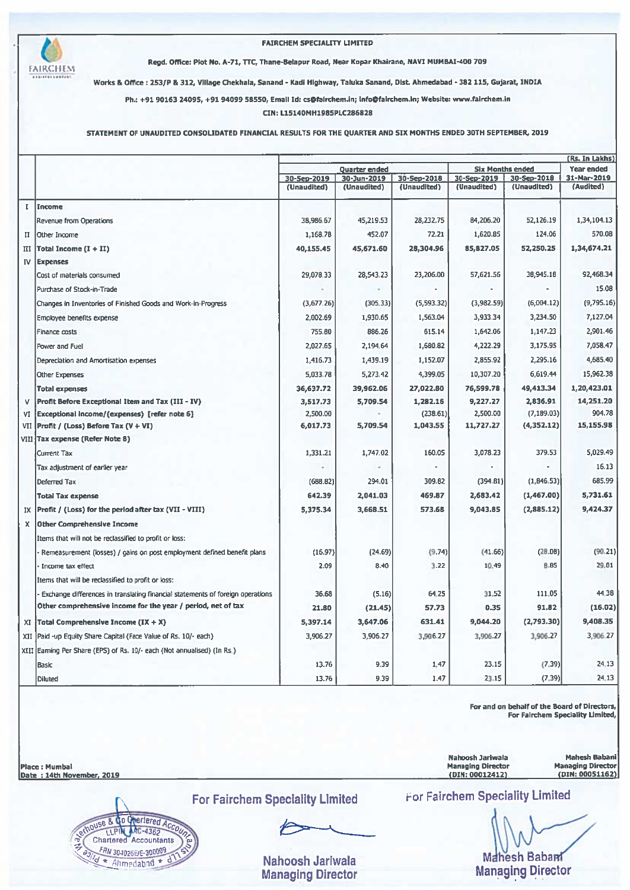**FAIRCHEM SPECIALITY LIMITED**

**Regd. Office: Plot No. A-71, TTC, Thane-Belapur Road, Near Kopar Khairane, NAVI MUMBAI-400 709**

**Works & Office : 253/P & 312, Village Chekhala, Sanand - Kadi Highway, Taluka Sanand, Dist. Ahmedabad - 382 115, Gujarat, INDIA**

**Ph.: +91 90163 24095, +91 94099 58550, Email Id: cs@fairchem.in; info@fairchem.in; Website: www.fairchem.in**

**CIN: L15140MH1985PLC286828**

**STATEMENT OF UNAUDITED CONSOLIDATED FINANCIAL RESULTS FOR THE QUARTER AND SIX MONTHS ENDED 30TH SEPTEMBER, 2019**

(Rs. In Lakhs)

| | | Quarter ended | | | Six Months ended | | Year ended |
|---|---|---|---|---|---|---|---|
| | | 30-Sep-2019 (Unaudited) | 30-Jun-2019 (Unaudited) | 30-Sep-2018 (Unaudited) | 30-Sep-2019 (Unaudited) | 30-Sep-2018 (Unaudited) | 31-Mar-2019 (Audited) |
| I | **Income** | | | | | | |
| | Revenue from Operations | 38,986.67 | 45,219.53 | 28,232.75 | 84,206.20 | 52,126.19 | 1,34,104.13 |
| II | Other Income | 1,168.78 | 452.07 | 72.21 | 1,620.85 | 124.06 | 570.08 |
| III | **Total Income (I + II)** | **40,155.45** | **45,671.60** | **28,304.96** | **85,827.05** | **52,250.25** | **1,34,674.21** |
| IV | **Expenses** | | | | | | |
| | Cost of materials consumed | 29,078.33 | 28,543.23 | 23,206.00 | 57,621.56 | 38,945.18 | 92,468.34 |
| | Purchase of Stock-in-Trade | - | - | - | - | - | 15.08 |
| | Changes in Inventories of Finished Goods and Work-in-Progress | (3,677.26) | (305.33) | (5,593.32) | (3,982.59) | (6,004.12) | (9,795.16) |
| | Employee benefits expense | 2,002.69 | 1,930.65 | 1,563.04 | 3,933.34 | 3,234.50 | 7,127.04 |
| | Finance costs | 755.80 | 886.26 | 615.14 | 1,642.06 | 1,147.23 | 2,901.46 |
| | Power and Fuel | 2,027.65 | 2,194.64 | 1,680.82 | 4,222.29 | 3,175.95 | 7,058.47 |
| | Depreciation and Amortisation expenses | 1,416.73 | 1,439.19 | 1,152.07 | 2,855.92 | 2,295.16 | 4,685.40 |
| | Other Expenses | 5,033.78 | 5,273.42 | 4,399.05 | 10,307.20 | 6,619.44 | 15,962.38 |
| | **Total expenses** | **36,637.72** | **39,962.06** | **27,022.80** | **76,599.78** | **49,413.34** | **1,20,423.01** |
| V | **Profit Before Exceptional Item and Tax (III - IV)** | **3,517.73** | **5,709.54** | **1,282.16** | **9,227.27** | **2,836.91** | **14,251.20** |
| VI | **Exceptional income/(expenses) [refer note 6]** | 2,500.00 | - | (238.61) | 2,500.00 | (7,189.03) | 904.78 |
| VII | **Profit / (Loss) Before Tax (V + VI)** | **6,017.73** | **5,709.54** | **1,043.55** | **11,727.27** | **(4,352.12)** | **15,155.98** |
| VIII | **Tax expense (Refer Note 8)** | | | | | | |
| | Current Tax | 1,331.21 | 1,747.02 | 160.05 | 3,078.23 | 379.53 | 5,029.49 |
| | Tax adjustment of earlier year | - | - | - | - | - | 16.13 |
| | Deferred Tax | (688.82) | 294.01 | 309.82 | (394.81) | (1,846.53) | 685.99 |
| | **Total Tax expense** | **642.39** | **2,041.03** | **469.87** | **2,683.42** | **(1,467.00)** | **5,731.61** |
| IX | **Profit / (Loss) for the period after tax (VII - VIII)** | **5,375.34** | **3,668.51** | **573.68** | **9,043.85** | **(2,885.12)** | **9,424.37** |
| X | **Other Comprehensive Income** | | | | | | |
| | Items that will not be reclassified to profit or loss: | | | | | | |
| | - Remeasurement (losses) / gains on post employment defined benefit plans | (16.97) | (24.69) | (9.74) | (41.66) | (28.08) | (90.21) |
| | - Income tax effect | 2.09 | 8.40 | 3.22 | 10.49 | 8.85 | 29.81 |
| | Items that will be reclassified to profit or loss: | | | | | | |
| | - Exchange differences in translating financial statements of foreign operations | 36.68 | (5.16) | 64.25 | 31.52 | 111.05 | 44.38 |
| | **Other comprehensive income for the year / period, net of tax** | **21.80** | **(21.45)** | **57.73** | **0.35** | **91.82** | **(16.02)** |
| XI | **Total Comprehensive Income (IX + X)** | **5,397.14** | **3,647.06** | **631.41** | **9,044.20** | **(2,793.30)** | **9,408.35** |
| XII | Paid-up Equity Share Capital (Face Value of Rs. 10/- each) | 3,906.27 | 3,906.27 | 3,906.27 | 3,906.27 | 3,906.27 | 3,906.27 |
| XIII | Earning Per Share (EPS) of Rs. 10/- each (Not annualised) (In Rs.) | | | | | | |
| | Basic | 13.76 | 9.39 | 1.47 | 23.15 | (7.39) | 24.13 |
| | Diluted | 13.76 | 9.39 | 1.47 | 23.15 | (7.39) | 24.13 |

**For and on behalf of the Board of Directors,**
**For Fairchem Speciality Limited,**

**Place : Mumbai**
**Date : 14th November, 2019**

**Nahoosh Jariwala**
**Managing Director**
**(DIN: 00012412)**

**Mahesh Babani**
**Managing Director**
**(DIN: 00051162)**

For Fairchem Speciality Limited

Nahoosh Jariwala
Managing Director

For Fairchem Speciality Limited

Mahesh Babani
Managing Director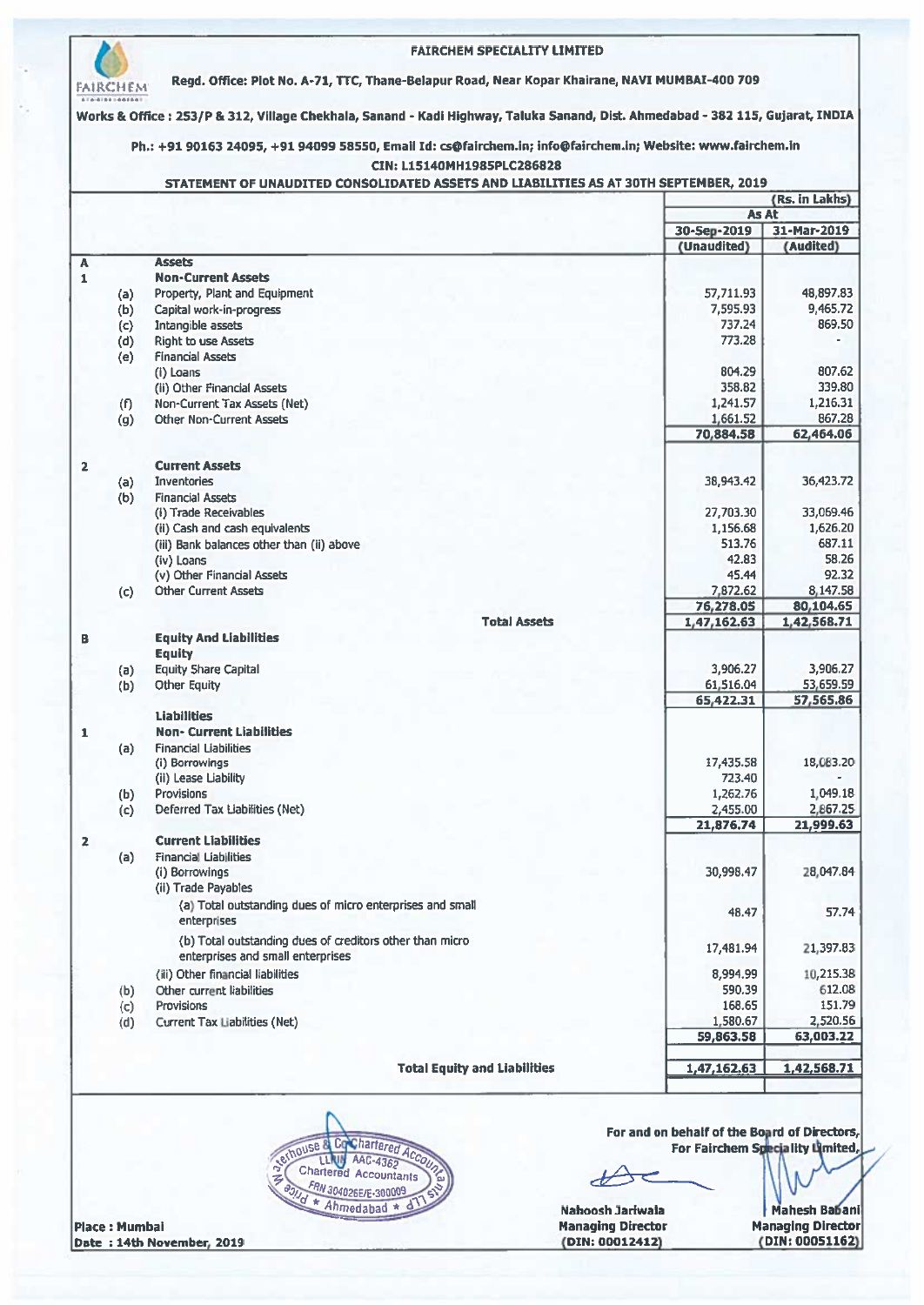# FAIRCHEM SPECIALITY LIMITED

**Regd. Office: Plot No. A-71, TTC, Thane-Belapur Road, Near Kopar Khairane, NAVI MUMBAI-400 709**

**Works & Office : 253/P & 312, Village Chekhala, Sanand - Kadi Highway, Taluka Sanand, Dist. Ahmedabad - 382 115, Gujarat, INDIA**

**Ph.: +91 90163 24095, +91 94099 58550, Email Id: cs@fairchem.in; info@fairchem.in; Website: www.fairchem.in**

**CIN: L15140MH1985PLC286828**

**STATEMENT OF UNAUDITED CONSOLIDATED ASSETS AND LIABILITIES AS AT 30TH SEPTEMBER, 2019**

| | | | (Rs. in Lakhs) | |
|---|---|---|---|---|
| | | | As At | |
| | | | 30-Sep-2019 (Unaudited) | 31-Mar-2019 (Audited) |
| **A** | | **Assets** | | |
| **1** | | **Non-Current Assets** | | |
| | (a) | Property, Plant and Equipment | 57,711.93 | 48,897.83 |
| | (b) | Capital work-in-progress | 7,595.93 | 9,465.72 |
| | (c) | Intangible assets | 737.24 | 869.50 |
| | (d) | Right to use Assets | 773.28 | - |
| | (e) | Financial Assets | | |
| | | (i) Loans | 804.29 | 807.62 |
| | | (ii) Other Financial Assets | 358.82 | 339.80 |
| | (f) | Non-Current Tax Assets (Net) | 1,241.57 | 1,216.31 |
| | (g) | Other Non-Current Assets | 1,661.52 | 867.28 |
| | | | **70,884.58** | **62,464.06** |
| **2** | | **Current Assets** | | |
| | (a) | Inventories | 38,943.42 | 36,423.72 |
| | (b) | Financial Assets | | |
| | | (i) Trade Receivables | 27,703.30 | 33,069.46 |
| | | (ii) Cash and cash equivalents | 1,156.68 | 1,626.20 |
| | | (iii) Bank balances other than (ii) above | 513.76 | 687.11 |
| | | (iv) Loans | 42.83 | 58.26 |
| | | (v) Other Financial Assets | 45.44 | 92.32 |
| | (c) | Other Current Assets | 7,872.62 | 8,147.58 |
| | | | **76,278.05** | **80,104.65** |
| | | **Total Assets** | **1,47,162.63** | **1,42,568.71** |
| **B** | | **Equity And Liabilities** | | |
| | | **Equity** | | |
| | (a) | Equity Share Capital | 3,906.27 | 3,906.27 |
| | (b) | Other Equity | 61,516.04 | 53,659.59 |
| | | | **65,422.31** | **57,565.86** |
| | | **Liabilities** | | |
| **1** | | **Non- Current Liabilities** | | |
| | (a) | Financial Liabilities | | |
| | | (i) Borrowings | 17,435.58 | 18,083.20 |
| | | (ii) Lease Liability | 723.40 | - |
| | (b) | Provisions | 1,262.76 | 1,049.18 |
| | (c) | Deferred Tax Liabilities (Net) | 2,455.00 | 2,867.25 |
| | | | **21,876.74** | **21,999.63** |
| **2** | | **Current Liabilities** | | |
| | (a) | Financial Liabilities | | |
| | | (i) Borrowings | 30,998.47 | 28,047.84 |
| | | (ii) Trade Payables | | |
| | | (a) Total outstanding dues of micro enterprises and small enterprises | 48.47 | 57.74 |
| | | (b) Total outstanding dues of creditors other than micro enterprises and small enterprises | 17,481.94 | 21,397.83 |
| | | (iii) Other financial liabilities | 8,994.99 | 10,215.38 |
| | (b) | Other current liabilities | 590.39 | 612.08 |
| | (c) | Provisions | 168.65 | 151.79 |
| | (d) | Current Tax Liabilities (Net) | 1,580.67 | 2,520.56 |
| | | | **59,863.58** | **63,003.22** |
| | | **Total Equity and Liabilities** | **1,47,162.63** | **1,42,568.71** |

**For and on behalf of the Board of Directors,**
**For Fairchem Speciality Limited,**

**Nahoosh Jariwala**
**Managing Director**
**(DIN: 00012412)**

**Mahesh Babani**
**Managing Director**
**(DIN: 00051162)**

**Place : Mumbai**
**Date : 14th November, 2019**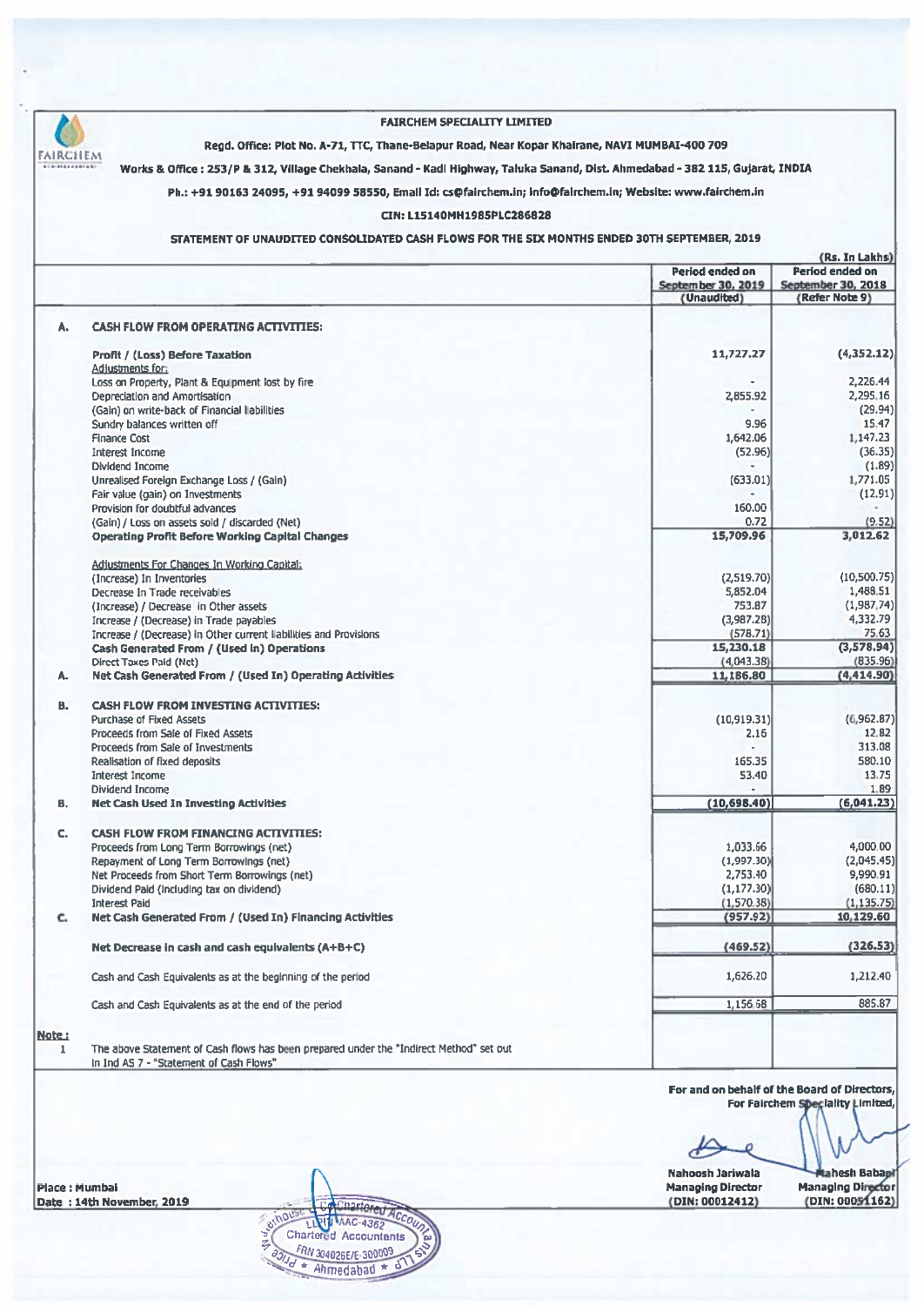**FAIRCHEM SPECIALITY LIMITED**

Regd. Office: Plot No. A-71, TTC, Thane-Belapur Road, Near Kopar Khairane, NAVI MUMBAI-400 709

Works & Office : 253/P & 312, Village Chekhala, Sanand - Kadi Highway, Taluka Sanand, Dist. Ahmedabad - 382 115, Gujarat, INDIA

Ph.: +91 90163 24095, +91 94099 58550, Email Id: cs@fairchem.in; info@fairchem.in; Website: www.fairchem.in

CIN: L15140MH1985PLC286828

**STATEMENT OF UNAUDITED CONSOLIDATED CASH FLOWS FOR THE SIX MONTHS ENDED 30TH SEPTEMBER, 2019**

(Rs. In Lakhs)

| | | Period ended on September 30, 2019 (Unaudited) | Period ended on September 30, 2018 (Refer Note 9) |
|---|---|---|---|
| **A.** | **CASH FLOW FROM OPERATING ACTIVITIES:** | | |
| | **Profit / (Loss) Before Taxation** | 11,727.27 | (4,352.12) |
| | Adjustments for: | | |
| | Loss on Property, Plant & Equipment lost by fire | - | 2,226.44 |
| | Depreciation and Amortisation | 2,855.92 | 2,295.16 |
| | (Gain) on write-back of Financial liabilities | - | (29.94) |
| | Sundry balances written off | 9.96 | 15.47 |
| | Finance Cost | 1,642.06 | 1,147.23 |
| | Interest Income | (52.96) | (36.35) |
| | Dividend Income | - | (1.89) |
| | Unrealised Foreign Exchange Loss / (Gain) | (633.01) | 1,771.05 |
| | Fair value (gain) on Investments | - | (12.91) |
| | Provision for doubtful advances | 160.00 | - |
| | (Gain) / Loss on assets sold / discarded (Net) | 0.72 | (9.52) |
| | **Operating Profit Before Working Capital Changes** | **15,709.96** | **3,012.62** |
| | Adjustments For Changes In Working Capital: | | |
| | (Increase) In Inventories | (2,519.70) | (10,500.75) |
| | Decrease In Trade receivables | 5,852.04 | 1,488.51 |
| | (Increase) / Decrease in Other assets | 753.87 | (1,987.74) |
| | Increase / (Decrease) in Trade payables | (3,987.28) | 4,332.79 |
| | Increase / (Decrease) in Other current liabilities and Provisions | (578.71) | 75.63 |
| | **Cash Generated From / (Used In) Operations** | **15,230.18** | **(3,578.94)** |
| | Direct Taxes Paid (Net) | (4,043.38) | (835.96) |
| **A.** | **Net Cash Generated From / (Used In) Operating Activities** | **11,186.80** | **(4,414.90)** |
| **B.** | **CASH FLOW FROM INVESTING ACTIVITIES:** | | |
| | Purchase of Fixed Assets | (10,919.31) | (6,962.87) |
| | Proceeds from Sale of Fixed Assets | 2.16 | 12.82 |
| | Proceeds from Sale of Investments | - | 313.08 |
| | Realisation of fixed deposits | 165.35 | 580.10 |
| | Interest Income | 53.40 | 13.75 |
| | Dividend Income | - | 1.89 |
| **B.** | **Net Cash Used In Investing Activities** | **(10,698.40)** | **(6,041.23)** |
| **C.** | **CASH FLOW FROM FINANCING ACTIVITIES:** | | |
| | Proceeds from Long Term Borrowings (net) | 1,033.66 | 4,000.00 |
| | Repayment of Long Term Borrowings (net) | (1,997.30) | (2,045.45) |
| | Net Proceeds from Short Term Borrowings (net) | 2,753.40 | 9,990.91 |
| | Dividend Paid (including tax on dividend) | (1,177.30) | (680.11) |
| | Interest Paid | (1,570.38) | (1,135.75) |
| **C.** | **Net Cash Generated From / (Used In) Financing Activities** | **(957.92)** | **10,129.60** |
| | **Net Decrease in cash and cash equivalents (A+B+C)** | **(469.52)** | **(326.53)** |
| | Cash and Cash Equivalents as at the beginning of the period | 1,626.20 | 1,212.40 |
| | Cash and Cash Equivalents as at the end of the period | 1,156.68 | 885.87 |

**Note :**

1. The above Statement of Cash flows has been prepared under the "Indirect Method" set out in Ind AS 7 - "Statement of Cash Flows"

For and on behalf of the Board of Directors,
For Fairchem Speciality Limited,

Place : Mumbai
Date : 14th November, 2019

Nahoosh Jariwala
Managing Director
(DIN: 00012412)

Mahesh Babani
Managing Director
(DIN: 00051162)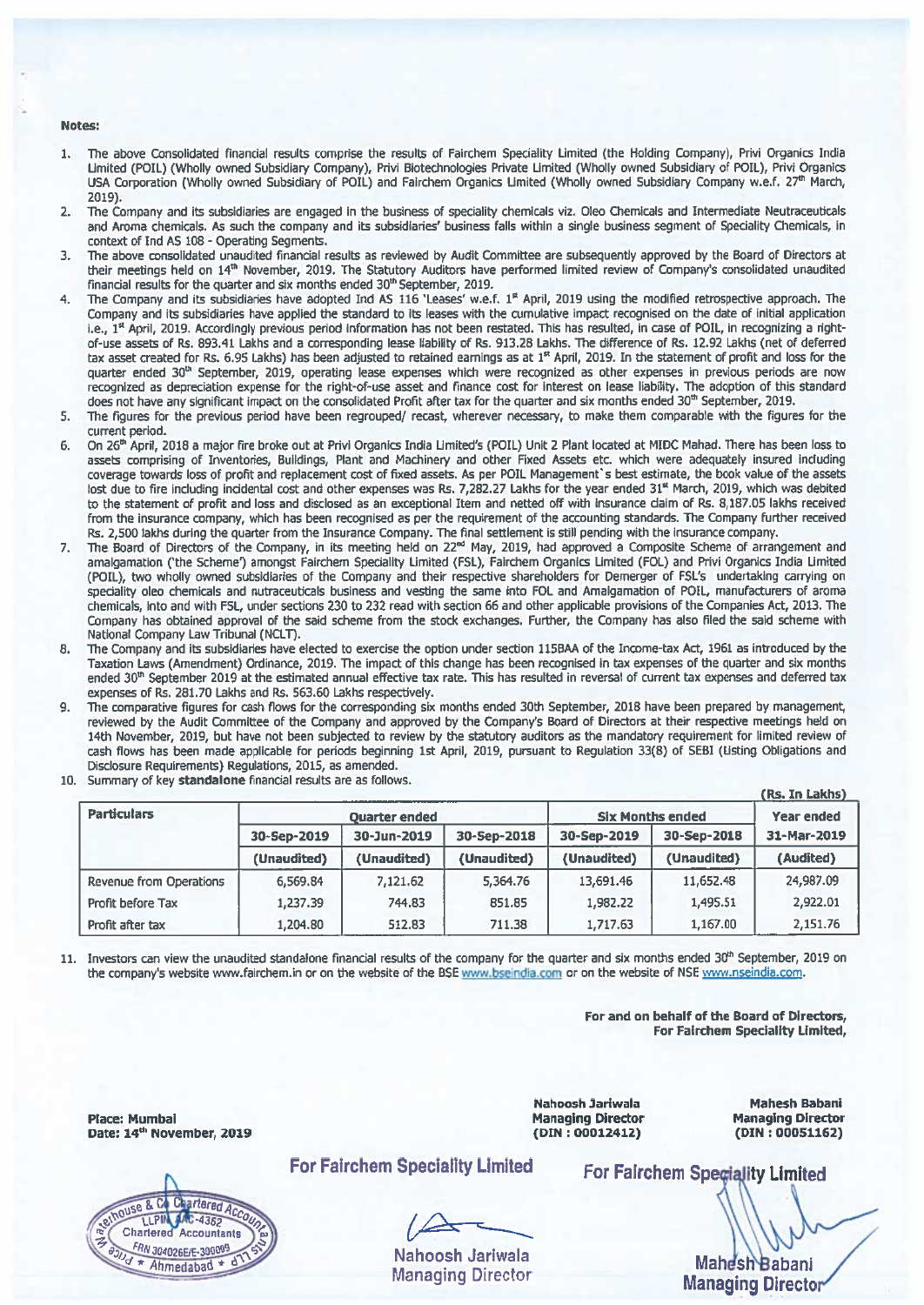**Notes:**

1. The above Consolidated financial results comprise the results of Fairchem Speciality Limited (the Holding Company), Privi Organics India Limited (POIL) (Wholly owned Subsidiary Company), Privi Biotechnologies Private Limited (Wholly owned Subsidiary of POIL), Privi Organics USA Corporation (Wholly owned Subsidiary of POIL) and Fairchem Organics Limited (Wholly owned Subsidiary Company w.e.f. 27th March, 2019).
2. The Company and its subsidiaries are engaged in the business of speciality chemicals viz. Oleo Chemicals and Intermediate Neutraceuticals and Aroma chemicals. As such the company and its subsidiaries' business falls within a single business segment of Speciality Chemicals, in context of Ind AS 108 - Operating Segments.
3. The above consolidated unaudited financial results as reviewed by Audit Committee are subsequently approved by the Board of Directors at their meetings held on 14th November, 2019. The Statutory Auditors have performed limited review of Company's consolidated unaudited financial results for the quarter and six months ended 30th September, 2019.
4. The Company and its subsidiaries have adopted Ind AS 116 'Leases' w.e.f. 1st April, 2019 using the modified retrospective approach. The Company and its subsidiaries have applied the standard to its leases with the cumulative impact recognised on the date of initial application i.e., 1st April, 2019. Accordingly previous period information has not been restated. This has resulted, in case of POIL, in recognizing a right-of-use assets of Rs. 893.41 Lakhs and a corresponding lease liability of Rs. 913.28 Lakhs. The difference of Rs. 12.92 Lakhs (net of deferred tax asset created for Rs. 6.95 Lakhs) has been adjusted to retained earnings as at 1st April, 2019. In the statement of profit and loss for the quarter ended 30th September, 2019, operating lease expenses which were recognized as other expenses in previous periods are now recognized as depreciation expense for the right-of-use asset and finance cost for interest on lease liability. The adoption of this standard does not have any significant impact on the consolidated Profit after tax for the quarter and six months ended 30th September, 2019.
5. The figures for the previous period have been regrouped/ recast, wherever necessary, to make them comparable with the figures for the current period.
6. On 26th April, 2018 a major fire broke out at Privi Organics India Limited's (POIL) Unit 2 Plant located at MIDC Mahad. There has been loss to assets comprising of Inventories, Buildings, Plant and Machinery and other Fixed Assets etc. which were adequately insured including coverage towards loss of profit and replacement cost of fixed assets. As per POIL Management's best estimate, the book value of the assets lost due to fire including incidental cost and other expenses was Rs. 7,282.27 Lakhs for the year ended 31st March, 2019, which was debited to the statement of profit and loss and disclosed as an exceptional Item and netted off with insurance claim of Rs. 8,187.05 lakhs received from the insurance company, which has been recognised as per the requirement of the accounting standards. The Company further received Rs. 2,500 lakhs during the quarter from the Insurance Company. The final settlement is still pending with the insurance company.
7. The Board of Directors of the Company, in its meeting held on 22nd May, 2019, had approved a Composite Scheme of arrangement and amalgamation ('the Scheme') amongst Fairchem Speciality Limited (FSL), Fairchem Organics Limited (FOL) and Privi Organics India Limited (POIL), two wholly owned subsidiaries of the Company and their respective shareholders for Demerger of FSL's undertaking carrying on speciality oleo chemicals and nutraceuticals business and vesting the same into FOL and Amalgamation of POIL, manufacturers of aroma chemicals, into and with FSL, under sections 230 to 232 read with section 66 and other applicable provisions of the Companies Act, 2013. The Company has obtained approval of the said scheme from the stock exchanges. Further, the Company has also filed the said scheme with National Company Law Tribunal (NCLT).
8. The Company and its subsidiaries have elected to exercise the option under section 115BAA of the Income-tax Act, 1961 as introduced by the Taxation Laws (Amendment) Ordinance, 2019. The impact of this change has been recognised in tax expenses of the quarter and six months ended 30th September 2019 at the estimated annual effective tax rate. This has resulted in reversal of current tax expenses and deferred tax expenses of Rs. 281.70 Lakhs and Rs. 563.60 Lakhs respectively.
9. The comparative figures for cash flows for the corresponding six months ended 30th September, 2018 have been prepared by management, reviewed by the Audit Committee of the Company and approved by the Company's Board of Directors at their respective meetings held on 14th November, 2019, but have not been subjected to review by the statutory auditors as the mandatory requirement for limited review of cash flows has been made applicable for periods beginning 1st April, 2019, pursuant to Regulation 33(8) of SEBI (Listing Obligations and Disclosure Requirements) Regulations, 2015, as amended.
10. Summary of key **standalone** financial results are as follows.

(Rs. In Lakhs)

| Particulars | Quarter ended | | | Six Months ended | | Year ended |
|---|---|---|---|---|---|---|
| | 30-Sep-2019 | 30-Jun-2019 | 30-Sep-2018 | 30-Sep-2019 | 30-Sep-2018 | 31-Mar-2019 |
| | (Unaudited) | (Unaudited) | (Unaudited) | (Unaudited) | (Unaudited) | (Audited) |
| Revenue from Operations | 6,569.84 | 7,121.62 | 5,364.76 | 13,691.46 | 11,652.48 | 24,987.09 |
| Profit before Tax | 1,237.39 | 744.83 | 851.85 | 1,982.22 | 1,495.51 | 2,922.01 |
| Profit after tax | 1,204.80 | 512.83 | 711.38 | 1,717.63 | 1,167.00 | 2,151.76 |

11. Investors can view the unaudited standalone financial results of the company for the quarter and six months ended 30th September, 2019 on the company's website www.fairchem.in or on the website of the BSE www.bseindia.com or on the website of NSE www.nseindia.com.

**For and on behalf of the Board of Directors,**
**For Fairchem Speciality Limited,**

**Place: Mumbai**
**Date: 14th November, 2019**

**Nahoosh Jariwala**
**Managing Director**
**(DIN : 00012412)**

**Mahesh Babani**
**Managing Director**
**(DIN : 00051162)**

For Fairchem Speciality Limited

Nahoosh Jariwala
Managing Director

For Fairchem Speciality Limited

Mahesh Babani
Managing Director

Mahajan & Aibara... Chartered Accountants LLPIN AAC-4362 FRN 304026E/E-300009 Ahmedabad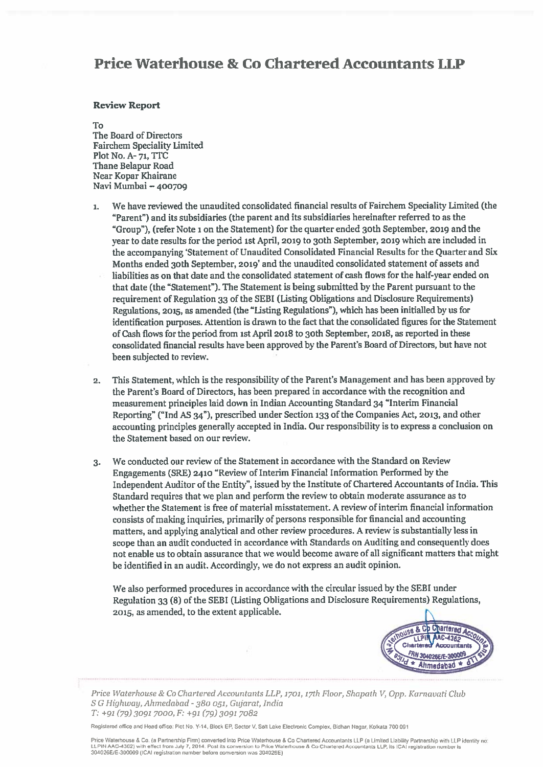# Price Waterhouse & Co Chartered Accountants LLP

**Review Report**

To
The Board of Directors
Fairchem Speciality Limited
Plot No. A- 71, TTC
Thane Belapur Road
Near Kopar Khairane
Navi Mumbai – 400709

1. We have reviewed the unaudited consolidated financial results of Fairchem Speciality Limited (the "Parent") and its subsidiaries (the parent and its subsidiaries hereinafter referred to as the "Group"), (refer Note 1 on the Statement) for the quarter ended 30th September, 2019 and the year to date results for the period 1st April, 2019 to 30th September, 2019 which are included in the accompanying 'Statement of Unaudited Consolidated Financial Results for the Quarter and Six Months ended 30th September, 2019' and the unaudited consolidated statement of assets and liabilities as on that date and the consolidated statement of cash flows for the half-year ended on that date (the "Statement"). The Statement is being submitted by the Parent pursuant to the requirement of Regulation 33 of the SEBI (Listing Obligations and Disclosure Requirements) Regulations, 2015, as amended (the "Listing Regulations"), which has been initialled by us for identification purposes. Attention is drawn to the fact that the consolidated figures for the Statement of Cash flows for the period from 1st April 2018 to 30th September, 2018, as reported in these consolidated financial results have been approved by the Parent's Board of Directors, but have not been subjected to review.

2. This Statement, which is the responsibility of the Parent's Management and has been approved by the Parent's Board of Directors, has been prepared in accordance with the recognition and measurement principles laid down in Indian Accounting Standard 34 "Interim Financial Reporting" ("Ind AS 34"), prescribed under Section 133 of the Companies Act, 2013, and other accounting principles generally accepted in India. Our responsibility is to express a conclusion on the Statement based on our review.

3. We conducted our review of the Statement in accordance with the Standard on Review Engagements (SRE) 2410 "Review of Interim Financial Information Performed by the Independent Auditor of the Entity", issued by the Institute of Chartered Accountants of India. This Standard requires that we plan and perform the review to obtain moderate assurance as to whether the Statement is free of material misstatement. A review of interim financial information consists of making inquiries, primarily of persons responsible for financial and accounting matters, and applying analytical and other review procedures. A review is substantially less in scope than an audit conducted in accordance with Standards on Auditing and consequently does not enable us to obtain assurance that we would become aware of all significant matters that might be identified in an audit. Accordingly, we do not express an audit opinion.

   We also performed procedures in accordance with the circular issued by the SEBI under Regulation 33 (8) of the SEBI (Listing Obligations and Disclosure Requirements) Regulations, 2015, as amended, to the extent applicable.

*Price Waterhouse & Co Chartered Accountants LLP, 1701, 17th Floor, Shapath V, Opp. Karnavati Club S G Highway, Ahmedabad - 380 051, Gujarat, India*
*T: +91 (79) 3091 7000, F: +91 (79) 3091 7082*

Registered office and Head office: Plot No. Y-14, Block EP, Sector V, Salt Lake Electronic Complex, Bidhan Nagar, Kolkata 700 091

Price Waterhouse & Co. (a Partnership Firm) converted into Price Waterhouse & Co Chartered Accountants LLP (a Limited Liability Partnership with LLP identity no: LLPIN AAC-4362) with effect from July 7, 2014. Post its conversion to Price Waterhouse & Co Chartered Accountants LLP, its ICAI registration number is 304026E/E-300009 (ICAI registration number before conversion was 304026E)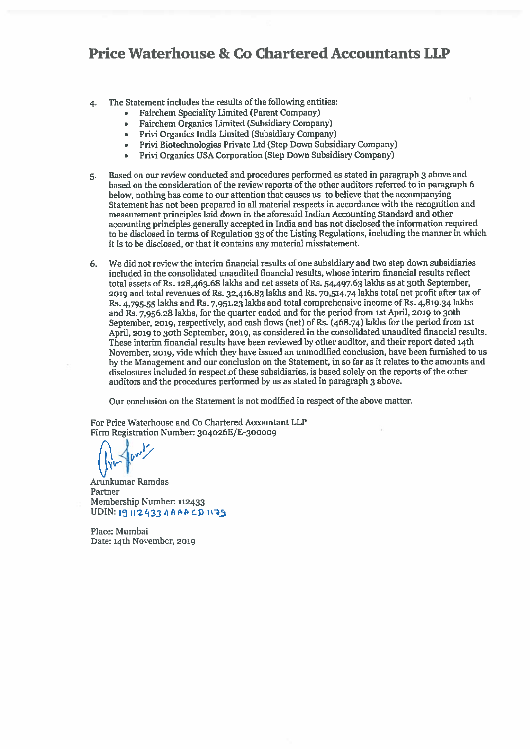# Price Waterhouse & Co Chartered Accountants LLP

4. The Statement includes the results of the following entities:
   - Fairchem Speciality Limited (Parent Company)
   - Fairchem Organics Limited (Subsidiary Company)
   - Privi Organics India Limited (Subsidiary Company)
   - Privi Biotechnologies Private Ltd (Step Down Subsidiary Company)
   - Privi Organics USA Corporation (Step Down Subsidiary Company)

5. Based on our review conducted and procedures performed as stated in paragraph 3 above and based on the consideration of the review reports of the other auditors referred to in paragraph 6 below, nothing has come to our attention that causes us to believe that the accompanying Statement has not been prepared in all material respects in accordance with the recognition and measurement principles laid down in the aforesaid Indian Accounting Standard and other accounting principles generally accepted in India and has not disclosed the information required to be disclosed in terms of Regulation 33 of the Listing Regulations, including the manner in which it is to be disclosed, or that it contains any material misstatement.

6. We did not review the interim financial results of one subsidiary and two step down subsidiaries included in the consolidated unaudited financial results, whose interim financial results reflect total assets of Rs. 128,463.68 lakhs and net assets of Rs. 54,497.63 lakhs as at 30th September, 2019 and total revenues of Rs. 32,416.83 lakhs and Rs. 70,514.74 lakhs total net profit after tax of Rs. 4,795.55 lakhs and Rs. 7,951.23 lakhs and total comprehensive income of Rs. 4,819.34 lakhs and Rs. 7,956.28 lakhs, for the quarter ended and for the period from 1st April, 2019 to 30th September, 2019, respectively, and cash flows (net) of Rs. (468.74) lakhs for the period from 1st April, 2019 to 30th September, 2019, as considered in the consolidated unaudited financial results. These interim financial results have been reviewed by other auditor, and their report dated 14th November, 2019, vide which they have issued an unmodified conclusion, have been furnished to us by the Management and our conclusion on the Statement, in so far as it relates to the amounts and disclosures included in respect of these subsidiaries, is based solely on the reports of the other auditors and the procedures performed by us as stated in paragraph 3 above.

   Our conclusion on the Statement is not modified in respect of the above matter.

For Price Waterhouse and Co Chartered Accountant LLP
Firm Registration Number: 304026E/E-300009

Arunkumar Ramdas
Partner
Membership Number: 112433
UDIN: 19112433AAAACD1175

Place: Mumbai
Date: 14th November, 2019